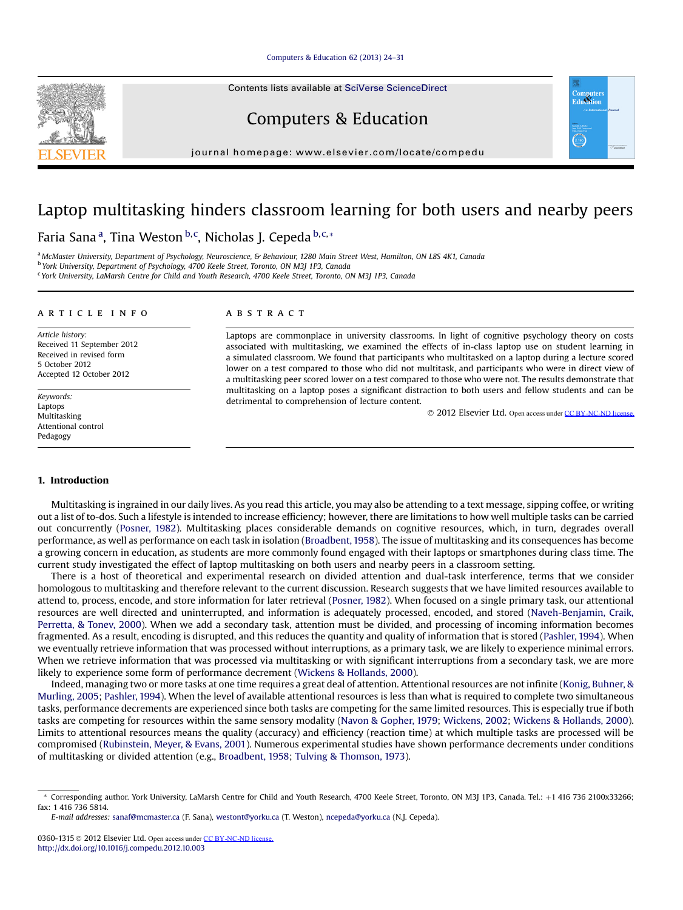# Laptop multitasking hinders classroom learning for both users and nearby peers

Faria Sana [a], Tina Weston [b,c], Nicholas J. Cepeda [b,c,*]

[a] McMaster University, Department of Psychology, Neuroscience, & Behaviour, 1280 Main Street West, Hamilton, ON L8S 4K1, Canada
[b] York University, Department of Psychology, 4700 Keele Street, Toronto, ON M3J 1P3, Canada
[c] York University, LaMarsh Centre for Child and Youth Research, 4700 Keele Street, Toronto, ON M3J 1P3, Canada

## ARTICLE INFO

*Article history:*
Received 11 September 2012
Received in revised form
5 October 2012
Accepted 12 October 2012

*Keywords:*
Laptops
Multitasking
Attentional control
Pedagogy

## ABSTRACT

Laptops are commonplace in university classrooms. In light of cognitive psychology theory on costs associated with multitasking, we examined the effects of in-class laptop use on student learning in a simulated classroom. We found that participants who multitasked on a laptop during a lecture scored lower on a test compared to those who did not multitask, and participants who were in direct view of a multitasking peer scored lower on a test compared to those who were not. The results demonstrate that multitasking on a laptop poses a significant distraction to both users and fellow students and can be detrimental to comprehension of lecture content.

© 2012 Elsevier Ltd. Open access under CC BY-NC-ND license.

## 1. Introduction

Multitasking is ingrained in our daily lives. As you read this article, you may also be attending to a text message, sipping coffee, or writing out a list of to-dos. Such a lifestyle is intended to increase efficiency; however, there are limitations to how well multiple tasks can be carried out concurrently (Posner, 1982). Multitasking places considerable demands on cognitive resources, which, in turn, degrades overall performance, as well as performance on each task in isolation (Broadbent, 1958). The issue of multitasking and its consequences has become a growing concern in education, as students are more commonly found engaged with their laptops or smartphones during class time. The current study investigated the effect of laptop multitasking on both users and nearby peers in a classroom setting.

There is a host of theoretical and experimental research on divided attention and dual-task interference, terms that we consider homologous to multitasking and therefore relevant to the current discussion. Research suggests that we have limited resources available to attend to, process, encode, and store information for later retrieval (Posner, 1982). When focused on a single primary task, our attentional resources are well directed and uninterrupted, and information is adequately processed, encoded, and stored (Naveh-Benjamin, Craik, Perretta, & Tonev, 2000). When we add a secondary task, attention must be divided, and processing of incoming information becomes fragmented. As a result, encoding is disrupted, and this reduces the quantity and quality of information that is stored (Pashler, 1994). When we eventually retrieve information that was processed without interruptions, as a primary task, we are likely to experience minimal errors. When we retrieve information that was processed via multitasking or with significant interruptions from a secondary task, we are more likely to experience some form of performance decrement (Wickens & Hollands, 2000).

Indeed, managing two or more tasks at one time requires a great deal of attention. Attentional resources are not infinite (Konig, Buhner, & Murling, 2005; Pashler, 1994). When the level of available attentional resources is less than what is required to complete two simultaneous tasks, performance decrements are experienced since both tasks are competing for the same limited resources. This is especially true if both tasks are competing for resources within the same sensory modality (Navon & Gopher, 1979; Wickens, 2002; Wickens & Hollands, 2000). Limits to attentional resources means the quality (accuracy) and efficiency (reaction time) at which multiple tasks are processed will be compromised (Rubinstein, Meyer, & Evans, 2001). Numerous experimental studies have shown performance decrements under conditions of multitasking or divided attention (e.g., Broadbent, 1958; Tulving & Thomson, 1973).

* Corresponding author. York University, LaMarsh Centre for Child and Youth Research, 4700 Keele Street, Toronto, ON M3J 1P3, Canada. Tel.: +1 416 736 2100x33266; fax: 1 416 736 5814.
*E-mail addresses:* sanaf@mcmaster.ca (F. Sana), westont@yorku.ca (T. Weston), ncepeda@yorku.ca (N.J. Cepeda).

0360-1315 © 2012 Elsevier Ltd. Open access under CC BY-NC-ND license.
http://dx.doi.org/10.1016/j.compedu.2012.10.003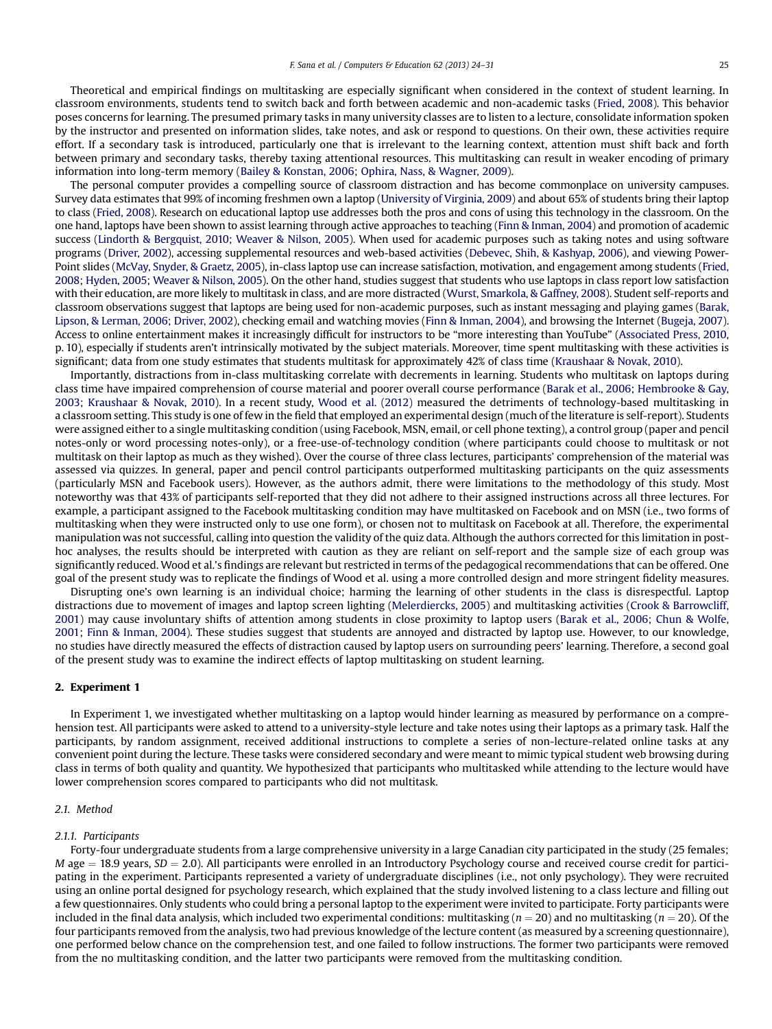Theoretical and empirical findings on multitasking are especially significant when considered in the context of student learning. In classroom environments, students tend to switch back and forth between academic and non-academic tasks (Fried, 2008). This behavior poses concerns for learning. The presumed primary tasks in many university classes are to listen to a lecture, consolidate information spoken by the instructor and presented on information slides, take notes, and ask or respond to questions. On their own, these activities require effort. If a secondary task is introduced, particularly one that is irrelevant to the learning context, attention must shift back and forth between primary and secondary tasks, thereby taxing attentional resources. This multitasking can result in weaker encoding of primary information into long-term memory (Bailey & Konstan, 2006; Ophira, Nass, & Wagner, 2009).

The personal computer provides a compelling source of classroom distraction and has become commonplace on university campuses. Survey data estimates that 99% of incoming freshmen own a laptop (University of Virginia, 2009) and about 65% of students bring their laptop to class (Fried, 2008). Research on educational laptop use addresses both the pros and cons of using this technology in the classroom. On the one hand, laptops have been shown to assist learning through active approaches to teaching (Finn & Inman, 2004) and promotion of academic success (Lindorth & Bergquist, 2010; Weaver & Nilson, 2005). When used for academic purposes such as taking notes and using software programs (Driver, 2002), accessing supplemental resources and web-based activities (Debevec, Shih, & Kashyap, 2006), and viewing PowerPoint slides (McVay, Snyder, & Graetz, 2005), in-class laptop use can increase satisfaction, motivation, and engagement among students (Fried, 2008; Hyden, 2005; Weaver & Nilson, 2005). On the other hand, studies suggest that students who use laptops in class report low satisfaction with their education, are more likely to multitask in class, and are more distracted (Wurst, Smarkola, & Gaffney, 2008). Student self-reports and classroom observations suggest that laptops are being used for non-academic purposes, such as instant messaging and playing games (Barak, Lipson, & Lerman, 2006; Driver, 2002), checking email and watching movies (Finn & Inman, 2004), and browsing the Internet (Bugeja, 2007). Access to online entertainment makes it increasingly difficult for instructors to be "more interesting than YouTube" (Associated Press, 2010, p. 10), especially if students aren't intrinsically motivated by the subject materials. Moreover, time spent multitasking with these activities is significant; data from one study estimates that students multitask for approximately 42% of class time (Kraushaar & Novak, 2010).

Importantly, distractions from in-class multitasking correlate with decrements in learning. Students who multitask on laptops during class time have impaired comprehension of course material and poorer overall course performance (Barak et al., 2006; Hembrooke & Gay, 2003; Kraushaar & Novak, 2010). In a recent study, Wood et al. (2012) measured the detriments of technology-based multitasking in a classroom setting. This study is one of few in the field that employed an experimental design (much of the literature is self-report). Students were assigned either to a single multitasking condition (using Facebook, MSN, email, or cell phone texting), a control group (paper and pencil notes-only or word processing notes-only), or a free-use-of-technology condition (where participants could choose to multitask or not multitask on their laptop as much as they wished). Over the course of three class lectures, participants' comprehension of the material was assessed via quizzes. In general, paper and pencil control participants outperformed multitasking participants on the quiz assessments (particularly MSN and Facebook users). However, as the authors admit, there were limitations to the methodology of this study. Most noteworthy was that 43% of participants self-reported that they did not adhere to their assigned instructions across all three lectures. For example, a participant assigned to the Facebook multitasking condition may have multitasked on Facebook and on MSN (i.e., two forms of multitasking when they were instructed only to use one form), or chosen not to multitask on Facebook at all. Therefore, the experimental manipulation was not successful, calling into question the validity of the quiz data. Although the authors corrected for this limitation in post-hoc analyses, the results should be interpreted with caution as they are reliant on self-report and the sample size of each group was significantly reduced. Wood et al.'s findings are relevant but restricted in terms of the pedagogical recommendations that can be offered. One goal of the present study was to replicate the findings of Wood et al. using a more controlled design and more stringent fidelity measures.

Disrupting one's own learning is an individual choice; harming the learning of other students in the class is disrespectful. Laptop distractions due to movement of images and laptop screen lighting (Melerdiercks, 2005) and multitasking activities (Crook & Barrowcliff, 2001) may cause involuntary shifts of attention among students in close proximity to laptop users (Barak et al., 2006; Chun & Wolfe, 2001; Finn & Inman, 2004). These studies suggest that students are annoyed and distracted by laptop use. However, to our knowledge, no studies have directly measured the effects of distraction caused by laptop users on surrounding peers' learning. Therefore, a second goal of the present study was to examine the indirect effects of laptop multitasking on student learning.

## 2. Experiment 1

In Experiment 1, we investigated whether multitasking on a laptop would hinder learning as measured by performance on a comprehension test. All participants were asked to attend to a university-style lecture and take notes using their laptops as a primary task. Half the participants, by random assignment, received additional instructions to complete a series of non-lecture-related online tasks at any convenient point during the lecture. These tasks were considered secondary and were meant to mimic typical student web browsing during class in terms of both quality and quantity. We hypothesized that participants who multitasked while attending to the lecture would have lower comprehension scores compared to participants who did not multitask.

### 2.1. Method

#### 2.1.1. Participants

Forty-four undergraduate students from a large comprehensive university in a large Canadian city participated in the study (25 females; $M$ age = 18.9 years, $SD = 2.0$). All participants were enrolled in an Introductory Psychology course and received course credit for participating in the experiment. Participants represented a variety of undergraduate disciplines (i.e., not only psychology). They were recruited using an online portal designed for psychology research, which explained that the study involved listening to a class lecture and filling out a few questionnaires. Only students who could bring a personal laptop to the experiment were invited to participate. Forty participants were included in the final data analysis, which included two experimental conditions: multitasking ($n = 20$) and no multitasking ($n = 20$). Of the four participants removed from the analysis, two had previous knowledge of the lecture content (as measured by a screening questionnaire), one performed below chance on the comprehension test, and one failed to follow instructions. The former two participants were removed from the no multitasking condition, and the latter two participants were removed from the multitasking condition.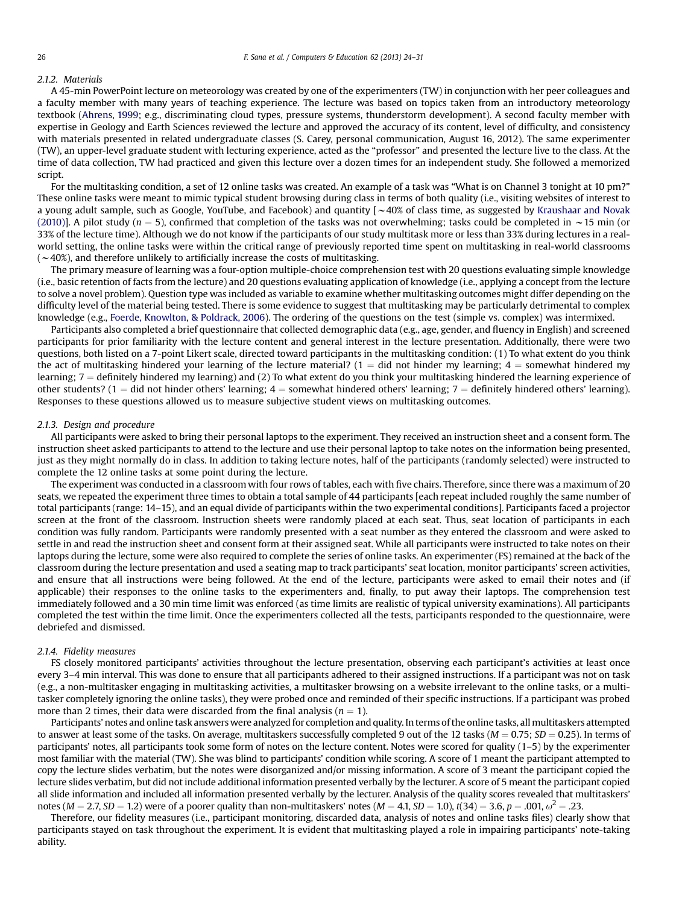#### 2.1.2. Materials

A 45-min PowerPoint lecture on meteorology was created by one of the experimenters (TW) in conjunction with her peer colleagues and a faculty member with many years of teaching experience. The lecture was based on topics taken from an introductory meteorology textbook (Ahrens, 1999; e.g., discriminating cloud types, pressure systems, thunderstorm development). A second faculty member with expertise in Geology and Earth Sciences reviewed the lecture and approved the accuracy of its content, level of difficulty, and consistency with materials presented in related undergraduate classes (S. Carey, personal communication, August 16, 2012). The same experimenter (TW), an upper-level graduate student with lecturing experience, acted as the "professor" and presented the lecture live to the class. At the time of data collection, TW had practiced and given this lecture over a dozen times for an independent study. She followed a memorized script.

For the multitasking condition, a set of 12 online tasks was created. An example of a task was "What is on Channel 3 tonight at 10 pm?" These online tasks were meant to mimic typical student browsing during class in terms of both quality (i.e., visiting websites of interest to a young adult sample, such as Google, YouTube, and Facebook) and quantity [$\sim$40% of class time, as suggested by Kraushaar and Novak (2010)]. A pilot study ($n = 5$), confirmed that completion of the tasks was not overwhelming; tasks could be completed in $\sim$15 min (or 33% of the lecture time). Although we do not know if the participants of our study multitask more or less than 33% during lectures in a real-world setting, the online tasks were within the critical range of previously reported time spent on multitasking in real-world classrooms ($\sim$40%), and therefore unlikely to artificially increase the costs of multitasking.

The primary measure of learning was a four-option multiple-choice comprehension test with 20 questions evaluating simple knowledge (i.e., basic retention of facts from the lecture) and 20 questions evaluating application of knowledge (i.e., applying a concept from the lecture to solve a novel problem). Question type was included as variable to examine whether multitasking outcomes might differ depending on the difficulty level of the material being tested. There is some evidence to suggest that multitasking may be particularly detrimental to complex knowledge (e.g., Foerde, Knowlton, & Poldrack, 2006). The ordering of the questions on the test (simple vs. complex) was intermixed.

Participants also completed a brief questionnaire that collected demographic data (e.g., age, gender, and fluency in English) and screened participants for prior familiarity with the lecture content and general interest in the lecture presentation. Additionally, there were two questions, both listed on a 7-point Likert scale, directed toward participants in the multitasking condition: (1) To what extent do you think the act of multitasking hindered your learning of the lecture material? (1 = did not hinder my learning; 4 = somewhat hindered my learning; 7 = definitely hindered my learning) and (2) To what extent do you think your multitasking hindered the learning experience of other students? (1 = did not hinder others' learning; 4 = somewhat hindered others' learning; 7 = definitely hindered others' learning). Responses to these questions allowed us to measure subjective student views on multitasking outcomes.

#### 2.1.3. Design and procedure

All participants were asked to bring their personal laptops to the experiment. They received an instruction sheet and a consent form. The instruction sheet asked participants to attend to the lecture and use their personal laptop to take notes on the information being presented, just as they might normally do in class. In addition to taking lecture notes, half of the participants (randomly selected) were instructed to complete the 12 online tasks at some point during the lecture.

The experiment was conducted in a classroom with four rows of tables, each with five chairs. Therefore, since there was a maximum of 20 seats, we repeated the experiment three times to obtain a total sample of 44 participants [each repeat included roughly the same number of total participants (range: 14–15), and an equal divide of participants within the two experimental conditions]. Participants faced a projector screen at the front of the classroom. Instruction sheets were randomly placed at each seat. Thus, seat location of participants in each condition was fully random. Participants were randomly presented with a seat number as they entered the classroom and were asked to settle in and read the instruction sheet and consent form at their assigned seat. While all participants were instructed to take notes on their laptops during the lecture, some were also required to complete the series of online tasks. An experimenter (FS) remained at the back of the classroom during the lecture presentation and used a seating map to track participants' seat location, monitor participants' screen activities, and ensure that all instructions were being followed. At the end of the lecture, participants were asked to email their notes and (if applicable) their responses to the online tasks to the experimenters and, finally, to put away their laptops. The comprehension test immediately followed and a 30 min time limit was enforced (as time limits are realistic of typical university examinations). All participants completed the test within the time limit. Once the experimenters collected all the tests, participants responded to the questionnaire, were debriefed and dismissed.

#### 2.1.4. Fidelity measures

FS closely monitored participants' activities throughout the lecture presentation, observing each participant's activities at least once every 3–4 min interval. This was done to ensure that all participants adhered to their assigned instructions. If a participant was not on task (e.g., a non-multitasker engaging in multitasking activities, a multitasker browsing on a website irrelevant to the online tasks, or a multitasker completely ignoring the online tasks), they were probed once and reminded of their specific instructions. If a participant was probed more than 2 times, their data were discarded from the final analysis ($n = 1$).

Participants' notes and online task answers were analyzed for completion and quality. In terms of the online tasks, all multitaskers attempted to answer at least some of the tasks. On average, multitaskers successfully completed 9 out of the 12 tasks ($M = 0.75$; $SD = 0.25$). In terms of participants' notes, all participants took some form of notes on the lecture content. Notes were scored for quality (1–5) by the experimenter most familiar with the material (TW). She was blind to participants' condition while scoring. A score of 1 meant the participant attempted to copy the lecture slides verbatim, but the notes were disorganized and/or missing information. A score of 3 meant the participant copied the lecture slides verbatim, but did not include additional information presented verbally by the lecturer. A score of 5 meant the participant copied all slide information and included all information presented verbally by the lecturer. Analysis of the quality scores revealed that multitaskers' notes ($M = 2.7$, $SD = 1.2$) were of a poorer quality than non-multitaskers' notes ($M = 4.1$, $SD = 1.0$), $t(34) = 3.6$, $p = .001$, $\omega^2 = .23$.

Therefore, our fidelity measures (i.e., participant monitoring, discarded data, analysis of notes and online tasks files) clearly show that participants stayed on task throughout the experiment. It is evident that multitasking played a role in impairing participants' note-taking ability.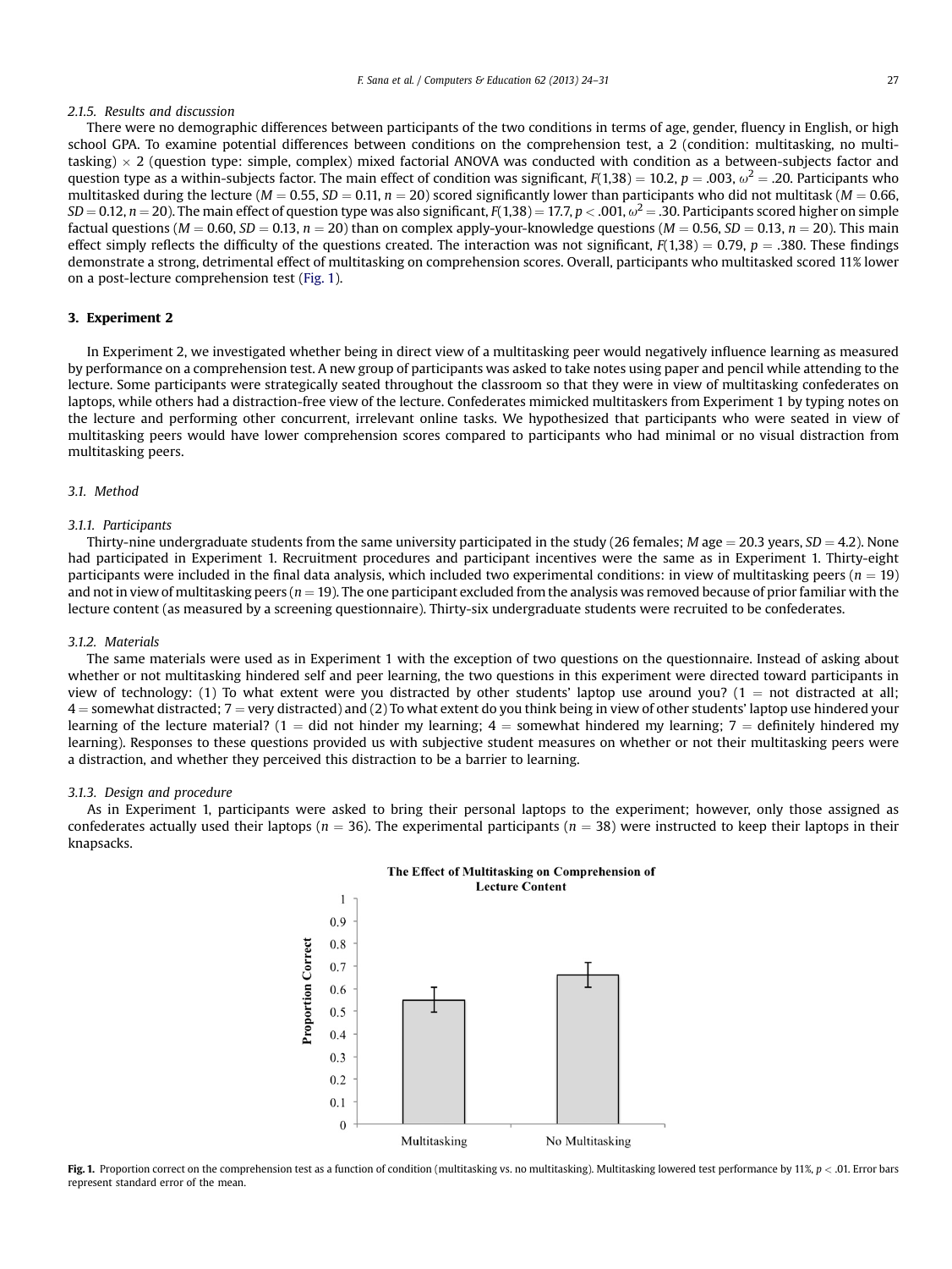#### 2.1.5. Results and discussion

There were no demographic differences between participants of the two conditions in terms of age, gender, fluency in English, or high school GPA. To examine potential differences between conditions on the comprehension test, a 2 (condition: multitasking, no multitasking) × 2 (question type: simple, complex) mixed factorial ANOVA was conducted with condition as a between-subjects factor and question type as a within-subjects factor. The main effect of condition was significant, $F(1,38) = 10.2$, $p = .003$, $\omega^2 = .20$. Participants who multitasked during the lecture ($M = 0.55$, $SD = 0.11$, $n = 20$) scored significantly lower than participants who did not multitask ($M = 0.66$, $SD = 0.12$, $n = 20$). The main effect of question type was also significant, $F(1,38) = 17.7$, $p < .001$, $\omega^2 = .30$. Participants scored higher on simple factual questions ($M = 0.60$, $SD = 0.13$, $n = 20$) than on complex apply-your-knowledge questions ($M = 0.56$, $SD = 0.13$, $n = 20$). This main effect simply reflects the difficulty of the questions created. The interaction was not significant, $F(1,38) = 0.79$, $p = .380$. These findings demonstrate a strong, detrimental effect of multitasking on comprehension scores. Overall, participants who multitasked scored 11% lower on a post-lecture comprehension test (Fig. 1).

## 3. Experiment 2

In Experiment 2, we investigated whether being in direct view of a multitasking peer would negatively influence learning as measured by performance on a comprehension test. A new group of participants was asked to take notes using paper and pencil while attending to the lecture. Some participants were strategically seated throughout the classroom so that they were in view of multitasking confederates on laptops, while others had a distraction-free view of the lecture. Confederates mimicked multitaskers from Experiment 1 by typing notes on the lecture and performing other concurrent, irrelevant online tasks. We hypothesized that participants who were seated in view of multitasking peers would have lower comprehension scores compared to participants who had minimal or no visual distraction from multitasking peers.

### 3.1. Method

#### 3.1.1. Participants

Thirty-nine undergraduate students from the same university participated in the study (26 females; $M$ age = 20.3 years, $SD = 4.2$). None had participated in Experiment 1. Recruitment procedures and participant incentives were the same as in Experiment 1. Thirty-eight participants were included in the final data analysis, which included two experimental conditions: in view of multitasking peers ($n = 19$) and not in view of multitasking peers ($n = 19$). The one participant excluded from the analysis was removed because of prior familiar with the lecture content (as measured by a screening questionnaire). Thirty-six undergraduate students were recruited to be confederates.

#### 3.1.2. Materials

The same materials were used as in Experiment 1 with the exception of two questions on the questionnaire. Instead of asking about whether or not multitasking hindered self and peer learning, the two questions in this experiment were directed toward participants in view of technology: (1) To what extent were you distracted by other students' laptop use around you? (1 = not distracted at all; 4 = somewhat distracted; 7 = very distracted) and (2) To what extent do you think being in view of other students' laptop use hindered your learning of the lecture material? (1 = did not hinder my learning; 4 = somewhat hindered my learning; 7 = definitely hindered my learning). Responses to these questions provided us with subjective student measures on whether or not their multitasking peers were a distraction, and whether they perceived this distraction to be a barrier to learning.

#### 3.1.3. Design and procedure

As in Experiment 1, participants were asked to bring their personal laptops to the experiment; however, only those assigned as confederates actually used their laptops ($n = 36$). The experimental participants ($n = 38$) were instructed to keep their laptops in their knapsacks.

**Fig. 1.** Proportion correct on the comprehension test as a function of condition (multitasking vs. no multitasking). Multitasking lowered test performance by 11%, $p < .01$. Error bars represent standard error of the mean.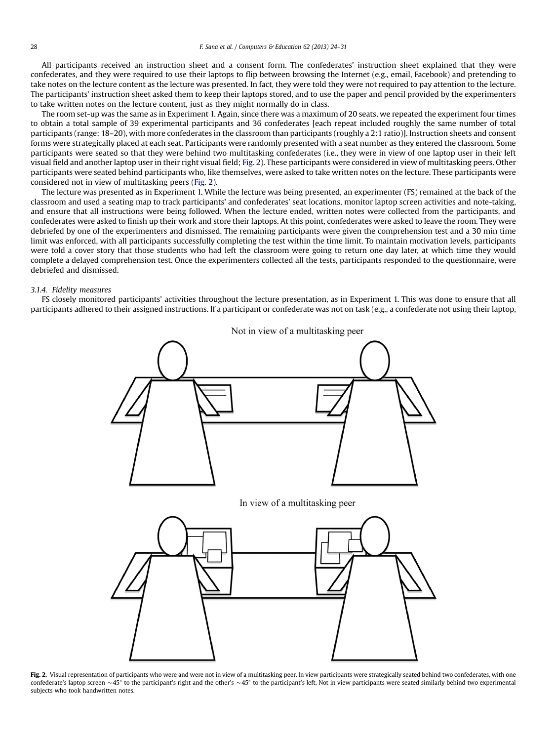All participants received an instruction sheet and a consent form. The confederates' instruction sheet explained that they were confederates, and they were required to use their laptops to flip between browsing the Internet (e.g., email, Facebook) and pretending to take notes on the lecture content as the lecture was presented. In fact, they were told they were not required to pay attention to the lecture. The participants' instruction sheet asked them to keep their laptops stored, and to use the paper and pencil provided by the experimenters to take written notes on the lecture content, just as they might normally do in class.

The room set-up was the same as in Experiment 1. Again, since there was a maximum of 20 seats, we repeated the experiment four times to obtain a total sample of 39 experimental participants and 36 confederates [each repeat included roughly the same number of total participants (range: 18–20), with more confederates in the classroom than participants (roughly a 2:1 ratio)]. Instruction sheets and consent forms were strategically placed at each seat. Participants were randomly presented with a seat number as they entered the classroom. Some participants were seated so that they were behind two multitasking confederates (i.e., they were in view of one laptop user in their left visual field and another laptop user in their right visual field; Fig. 2). These participants were considered in view of multitasking peers. Other participants were seated behind participants who, like themselves, were asked to take written notes on the lecture. These participants were considered not in view of multitasking peers (Fig. 2).

The lecture was presented as in Experiment 1. While the lecture was being presented, an experimenter (FS) remained at the back of the classroom and used a seating map to track participants' and confederates' seat locations, monitor laptop screen activities and note-taking, and ensure that all instructions were being followed. When the lecture ended, written notes were collected from the participants, and confederates were asked to finish up their work and store their laptops. At this point, confederates were asked to leave the room. They were debriefed by one of the experimenters and dismissed. The remaining participants were given the comprehension test and a 30 min time limit was enforced, with all participants successfully completing the test within the time limit. To maintain motivation levels, participants were told a cover story that those students who had left the classroom were going to return one day later, at which time they would complete a delayed comprehension test. Once the experimenters collected all the tests, participants responded to the questionnaire, were debriefed and dismissed.

#### 3.1.4. Fidelity measures

FS closely monitored participants' activities throughout the lecture presentation, as in Experiment 1. This was done to ensure that all participants adhered to their assigned instructions. If a participant or confederate was not on task (e.g., a confederate not using their laptop,

Not in view of a multitasking peer

In view of a multitasking peer

**Fig. 2.** Visual representation of participants who were and were not in view of a multitasking peer. In view participants were strategically seated behind two confederates, with one confederate's laptop screen ~45° to the participant's right and the other's ~45° to the participant's left. Not in view participants were seated similarly behind two experimental subjects who took handwritten notes.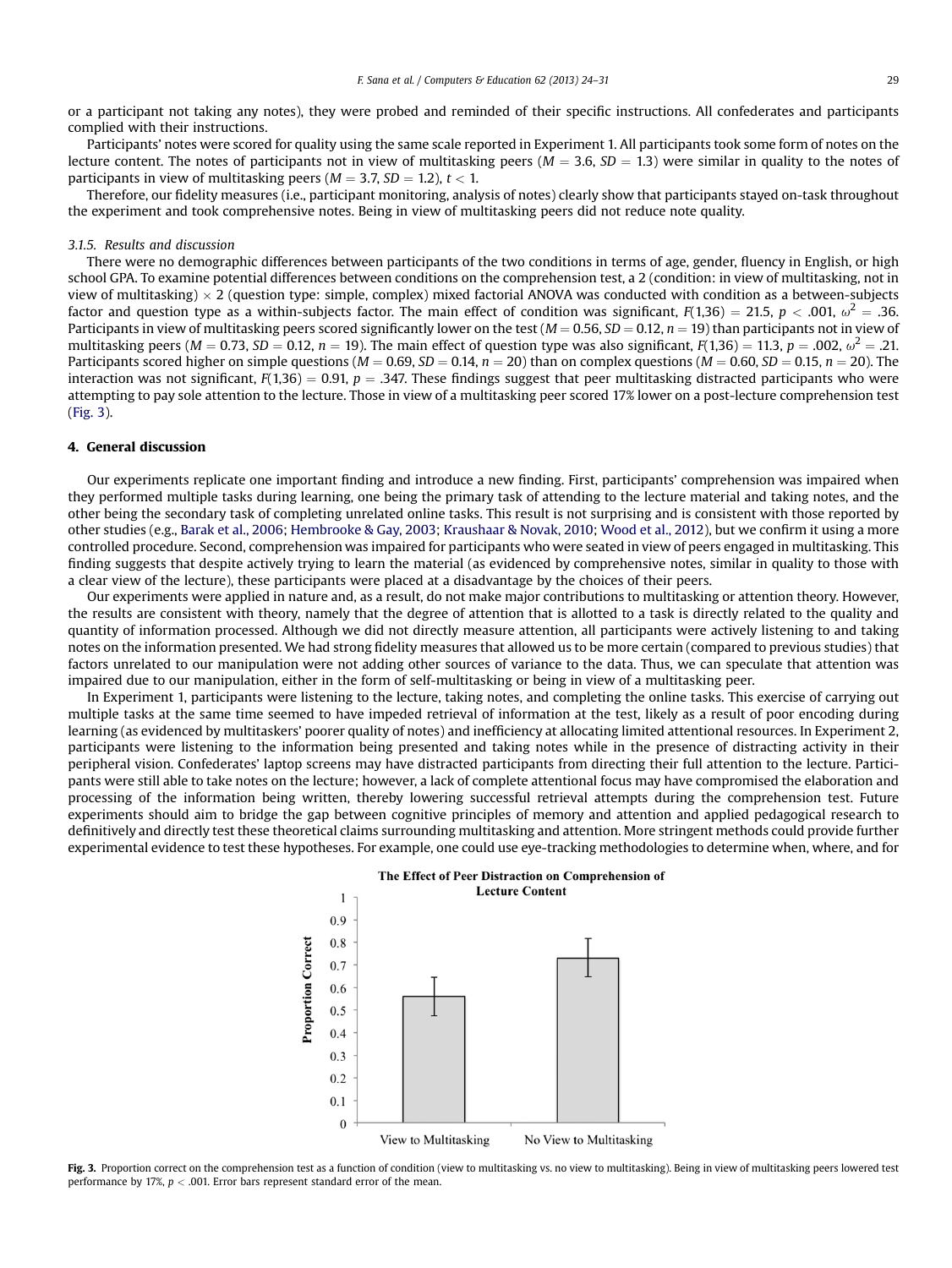or a participant not taking any notes), they were probed and reminded of their specific instructions. All confederates and participants complied with their instructions.

Participants' notes were scored for quality using the same scale reported in Experiment 1. All participants took some form of notes on the lecture content. The notes of participants not in view of multitasking peers ($M = 3.6$, $SD = 1.3$) were similar in quality to the notes of participants in view of multitasking peers ($M = 3.7$, $SD = 1.2$), $t < 1$.

Therefore, our fidelity measures (i.e., participant monitoring, analysis of notes) clearly show that participants stayed on-task throughout the experiment and took comprehensive notes. Being in view of multitasking peers did not reduce note quality.

#### 3.1.5. Results and discussion

There were no demographic differences between participants of the two conditions in terms of age, gender, fluency in English, or high school GPA. To examine potential differences between conditions on the comprehension test, a 2 (condition: in view of multitasking, not in view of multitasking) × 2 (question type: simple, complex) mixed factorial ANOVA was conducted with condition as a between-subjects factor and question type as a within-subjects factor. The main effect of condition was significant, $F(1,36) = 21.5$, $p < .001$, $\omega^2 = .36$. Participants in view of multitasking peers scored significantly lower on the test ($M = 0.56$, $SD = 0.12$, $n = 19$) than participants not in view of multitasking peers ($M = 0.73$, $SD = 0.12$, $n = 19$). The main effect of question type was also significant, $F(1,36) = 11.3$, $p = .002$, $\omega^2 = .21$. Participants scored higher on simple questions ($M = 0.69$, $SD = 0.14$, $n = 20$) than on complex questions ($M = 0.60$, $SD = 0.15$, $n = 20$). The interaction was not significant, $F(1,36) = 0.91$, $p = .347$. These findings suggest that peer multitasking distracted participants who were attempting to pay sole attention to the lecture. Those in view of a multitasking peer scored 17% lower on a post-lecture comprehension test (Fig. 3).

## 4. General discussion

Our experiments replicate one important finding and introduce a new finding. First, participants' comprehension was impaired when they performed multiple tasks during learning, one being the primary task of attending to the lecture material and taking notes, and the other being the secondary task of completing unrelated online tasks. This result is not surprising and is consistent with those reported by other studies (e.g., Barak et al., 2006; Hembrooke & Gay, 2003; Kraushaar & Novak, 2010; Wood et al., 2012), but we confirm it using a more controlled procedure. Second, comprehension was impaired for participants who were seated in view of peers engaged in multitasking. This finding suggests that despite actively trying to learn the material (as evidenced by comprehensive notes, similar in quality to those with a clear view of the lecture), these participants were placed at a disadvantage by the choices of their peers.

Our experiments were applied in nature and, as a result, do not make major contributions to multitasking or attention theory. However, the results are consistent with theory, namely that the degree of attention that is allotted to a task is directly related to the quality and quantity of information processed. Although we did not directly measure attention, all participants were actively listening to and taking notes on the information presented. We had strong fidelity measures that allowed us to be more certain (compared to previous studies) that factors unrelated to our manipulation were not adding other sources of variance to the data. Thus, we can speculate that attention was impaired due to our manipulation, either in the form of self-multitasking or being in view of a multitasking peer.

In Experiment 1, participants were listening to the lecture, taking notes, and completing the online tasks. This exercise of carrying out multiple tasks at the same time seemed to have impeded retrieval of information at the test, likely as a result of poor encoding during learning (as evidenced by multitaskers' poorer quality of notes) and inefficiency at allocating limited attentional resources. In Experiment 2, participants were listening to the information being presented and taking notes while in the presence of distracting activity in their peripheral vision. Confederates' laptop screens may have distracted participants from directing their full attention to the lecture. Participants were still able to take notes on the lecture; however, a lack of complete attentional focus may have compromised the elaboration and processing of the information being written, thereby lowering successful retrieval attempts during the comprehension test. Future experiments should aim to bridge the gap between cognitive principles of memory and attention and applied pedagogical research to definitively and directly test these theoretical claims surrounding multitasking and attention. More stringent methods could provide further experimental evidence to test these hypotheses. For example, one could use eye-tracking methodologies to determine when, where, and for

**Fig. 3.** Proportion correct on the comprehension test as a function of condition (view to multitasking vs. no view to multitasking). Being in view of multitasking peers lowered test performance by 17%, $p < .001$. Error bars represent standard error of the mean.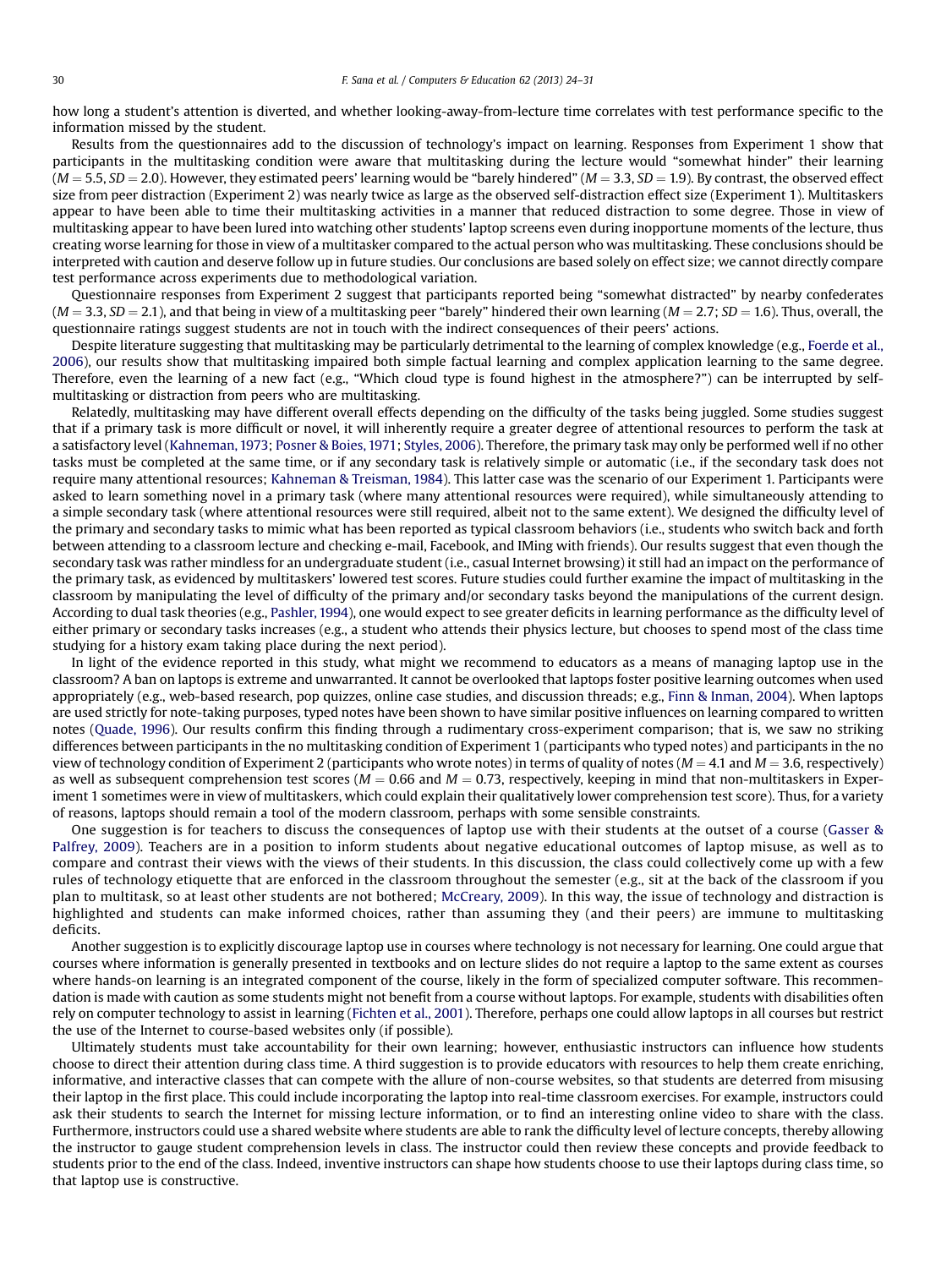how long a student's attention is diverted, and whether looking-away-from-lecture time correlates with test performance specific to the information missed by the student.

Results from the questionnaires add to the discussion of technology's impact on learning. Responses from Experiment 1 show that participants in the multitasking condition were aware that multitasking during the lecture would "somewhat hinder" their learning ($M = 5.5$, $SD = 2.0$). However, they estimated peers' learning would be "barely hindered" ($M = 3.3$, $SD = 1.9$). By contrast, the observed effect size from peer distraction (Experiment 2) was nearly twice as large as the observed self-distraction effect size (Experiment 1). Multitaskers appear to have been able to time their multitasking activities in a manner that reduced distraction to some degree. Those in view of multitasking appear to have been lured into watching other students' laptop screens even during inopportune moments of the lecture, thus creating worse learning for those in view of a multitasker compared to the actual person who was multitasking. These conclusions should be interpreted with caution and deserve follow up in future studies. Our conclusions are based solely on effect size; we cannot directly compare test performance across experiments due to methodological variation.

Questionnaire responses from Experiment 2 suggest that participants reported being "somewhat distracted" by nearby confederates ($M = 3.3$, $SD = 2.1$), and that being in view of a multitasking peer "barely" hindered their own learning ($M = 2.7$; $SD = 1.6$). Thus, overall, the questionnaire ratings suggest students are not in touch with the indirect consequences of their peers' actions.

Despite literature suggesting that multitasking may be particularly detrimental to the learning of complex knowledge (e.g., Foerde et al., 2006), our results show that multitasking impaired both simple factual learning and complex application learning to the same degree. Therefore, even the learning of a new fact (e.g., "Which cloud type is found highest in the atmosphere?") can be interrupted by self-multitasking or distraction from peers who are multitasking.

Relatedly, multitasking may have different overall effects depending on the difficulty of the tasks being juggled. Some studies suggest that if a primary task is more difficult or novel, it will inherently require a greater degree of attentional resources to perform the task at a satisfactory level (Kahneman, 1973; Posner & Boies, 1971; Styles, 2006). Therefore, the primary task may only be performed well if no other tasks must be completed at the same time, or if any secondary task is relatively simple or automatic (i.e., if the secondary task does not require many attentional resources; Kahneman & Treisman, 1984). This latter case was the scenario of our Experiment 1. Participants were asked to learn something novel in a primary task (where many attentional resources were required), while simultaneously attending to a simple secondary task (where attentional resources were still required, albeit not to the same extent). We designed the difficulty level of the primary and secondary tasks to mimic what has been reported as typical classroom behaviors (i.e., students who switch back and forth between attending to a classroom lecture and checking e-mail, Facebook, and IMing with friends). Our results suggest that even though the secondary task was rather mindless for an undergraduate student (i.e., casual Internet browsing) it still had an impact on the performance of the primary task, as evidenced by multitaskers' lowered test scores. Future studies could further examine the impact of multitasking in the classroom by manipulating the level of difficulty of the primary and/or secondary tasks beyond the manipulations of the current design. According to dual task theories (e.g., Pashler, 1994), one would expect to see greater deficits in learning performance as the difficulty level of either primary or secondary tasks increases (e.g., a student who attends their physics lecture, but chooses to spend most of the class time studying for a history exam taking place during the next period).

In light of the evidence reported in this study, what might we recommend to educators as a means of managing laptop use in the classroom? A ban on laptops is extreme and unwarranted. It cannot be overlooked that laptops foster positive learning outcomes when used appropriately (e.g., web-based research, pop quizzes, online case studies, and discussion threads; e.g., Finn & Inman, 2004). When laptops are used strictly for note-taking purposes, typed notes have been shown to have similar positive influences on learning compared to written notes (Quade, 1996). Our results confirm this finding through a rudimentary cross-experiment comparison; that is, we saw no striking differences between participants in the no multitasking condition of Experiment 1 (participants who typed notes) and participants in the no view of technology condition of Experiment 2 (participants who wrote notes) in terms of quality of notes ($M = 4.1$ and $M = 3.6$, respectively) as well as subsequent comprehension test scores ($M = 0.66$ and $M = 0.73$, respectively, keeping in mind that non-multitaskers in Experiment 1 sometimes were in view of multitaskers, which could explain their qualitatively lower comprehension test score). Thus, for a variety of reasons, laptops should remain a tool of the modern classroom, perhaps with some sensible constraints.

One suggestion is for teachers to discuss the consequences of laptop use with their students at the outset of a course (Gasser & Palfrey, 2009). Teachers are in a position to inform students about negative educational outcomes of laptop misuse, as well as to compare and contrast their views with the views of their students. In this discussion, the class could collectively come up with a few rules of technology etiquette that are enforced in the classroom throughout the semester (e.g., sit at the back of the classroom if you plan to multitask, so at least other students are not bothered; McCreary, 2009). In this way, the issue of technology and distraction is highlighted and students can make informed choices, rather than assuming they (and their peers) are immune to multitasking deficits.

Another suggestion is to explicitly discourage laptop use in courses where technology is not necessary for learning. One could argue that courses where information is generally presented in textbooks and on lecture slides do not require a laptop to the same extent as courses where hands-on learning is an integrated component of the course, likely in the form of specialized computer software. This recommendation is made with caution as some students might not benefit from a course without laptops. For example, students with disabilities often rely on computer technology to assist in learning (Fichten et al., 2001). Therefore, perhaps one could allow laptops in all courses but restrict the use of the Internet to course-based websites only (if possible).

Ultimately students must take accountability for their own learning; however, enthusiastic instructors can influence how students choose to direct their attention during class time. A third suggestion is to provide educators with resources to help them create enriching, informative, and interactive classes that can compete with the allure of non-course websites, so that students are deterred from misusing their laptop in the first place. This could include incorporating the laptop into real-time classroom exercises. For example, instructors could ask their students to search the Internet for missing lecture information, or to find an interesting online video to share with the class. Furthermore, instructors could use a shared website where students are able to rank the difficulty level of lecture concepts, thereby allowing the instructor to gauge student comprehension levels in class. The instructor could then review these concepts and provide feedback to students prior to the end of the class. Indeed, inventive instructors can shape how students choose to use their laptops during class time, so that laptop use is constructive.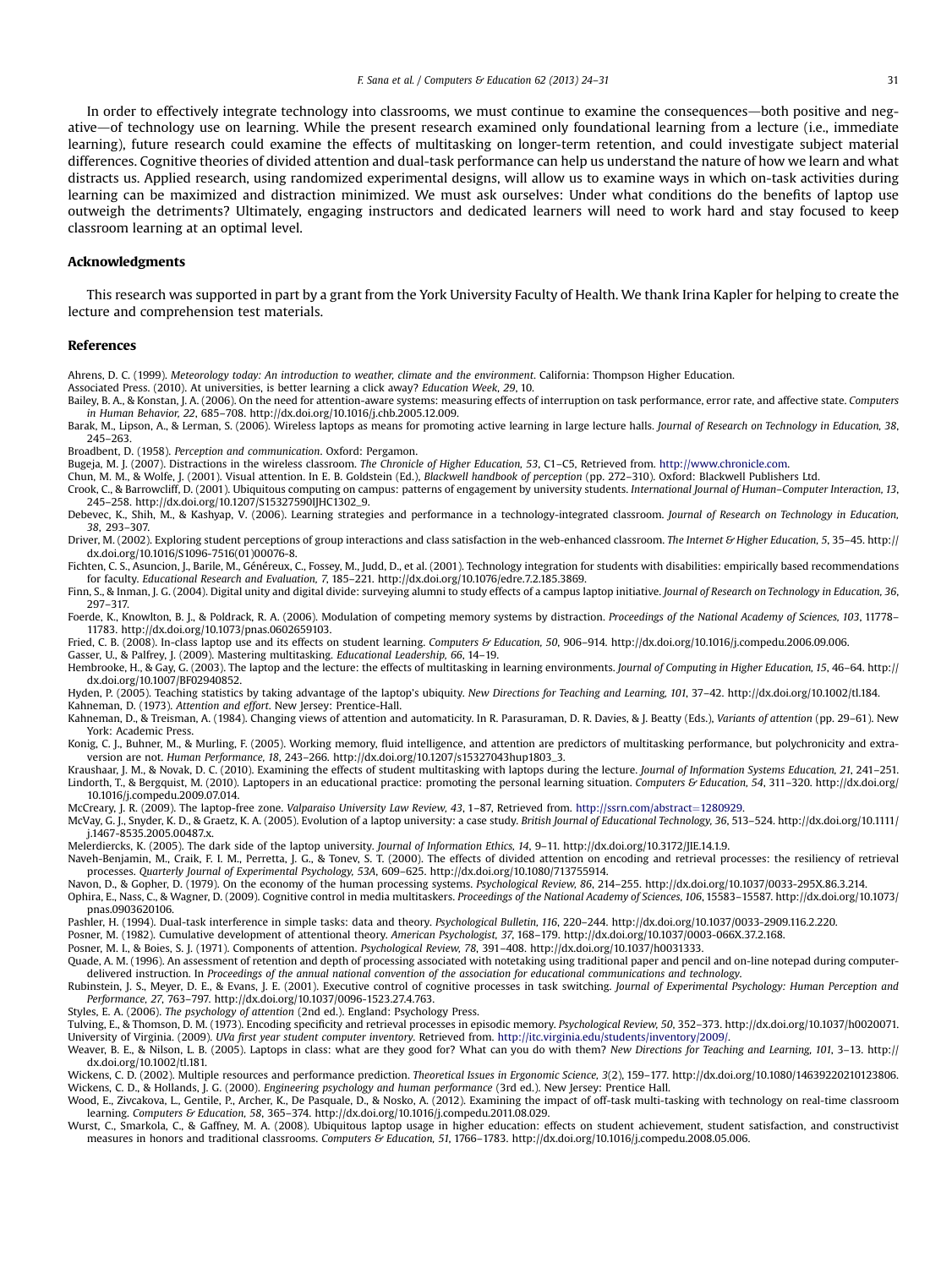In order to effectively integrate technology into classrooms, we must continue to examine the consequences—both positive and negative—of technology use on learning. While the present research examined only foundational learning from a lecture (i.e., immediate learning), future research could examine the effects of multitasking on longer-term retention, and could investigate subject material differences. Cognitive theories of divided attention and dual-task performance can help us understand the nature of how we learn and what distracts us. Applied research, using randomized experimental designs, will allow us to examine ways in which on-task activities during learning can be maximized and distraction minimized. We must ask ourselves: Under what conditions do the benefits of laptop use outweigh the detriments? Ultimately, engaging instructors and dedicated learners will need to work hard and stay focused to keep classroom learning at an optimal level.

## Acknowledgments

This research was supported in part by a grant from the York University Faculty of Health. We thank Irina Kapler for helping to create the lecture and comprehension test materials.

## References

Ahrens, D. C. (1999). *Meteorology today: An introduction to weather, climate and the environment*. California: Thompson Higher Education.

Associated Press. (2010). At universities, is better learning a click away? *Education Week, 29*, 10.

Bailey, B. A., & Konstan, J. A. (2006). On the need for attention-aware systems: measuring effects of interruption on task performance, error rate, and affective state. *Computers in Human Behavior, 22*, 685–708. http://dx.doi.org/10.1016/j.chb.2005.12.009.

Barak, M., Lipson, A., & Lerman, S. (2006). Wireless laptops as means for promoting active learning in large lecture halls. *Journal of Research on Technology in Education, 38*, 245–263.

Broadbent, D. (1958). *Perception and communication*. Oxford: Pergamon.

Bugeja, M. J. (2007). Distractions in the wireless classroom. *The Chronicle of Higher Education, 53*, C1–C5, Retrieved from. http://www.chronicle.com.

Chun, M. M., & Wolfe, J. (2001). Visual attention. In E. B. Goldstein (Ed.), *Blackwell handbook of perception* (pp. 272–310). Oxford: Blackwell Publishers Ltd.

Crook, C., & Barrowcliff, D. (2001). Ubiquitous computing on campus: patterns of engagement by university students. *International Journal of Human–Computer Interaction, 13*, 245–258. http://dx.doi.org/10.1207/S15327590IJHC1302_9.

Debevec, K., Shih, M., & Kashyap, V. (2006). Learning strategies and performance in a technology-integrated classroom. *Journal of Research on Technology in Education, 38*, 293–307.

Driver, M. (2002). Exploring student perceptions of group interactions and class satisfaction in the web-enhanced classroom. *The Internet & Higher Education, 5*, 35–45. http://dx.doi.org/10.1016/S1096-7516(01)00076-8.

Fichten, C. S., Asuncion, J., Barile, M., Généreux, C., Fossey, M., Judd, D., et al. (2001). Technology integration for students with disabilities: empirically based recommendations for faculty. *Educational Research and Evaluation, 7*, 185–221. http://dx.doi.org/10.1076/edre.7.2.185.3869.

Finn, S., & Inman, J. G. (2004). Digital unity and digital divide: surveying alumni to study effects of a campus laptop initiative. *Journal of Research on Technology in Education, 36*, 297–317.

Foerde, K., Knowlton, B. J., & Poldrack, R. A. (2006). Modulation of competing memory systems by distraction. *Proceedings of the National Academy of Sciences, 103*, 11778–11783. http://dx.doi.org/10.1073/pnas.0602659103.

Fried, C. B. (2008). In-class laptop use and its effects on student learning. *Computers & Education, 50*, 906–914. http://dx.doi.org/10.1016/j.compedu.2006.09.006.

Gasser, U., & Palfrey, J. (2009). Mastering multitasking. *Educational Leadership, 66*, 14–19.

Hembrooke, H., & Gay, G. (2003). The laptop and the lecture: the effects of multitasking in learning environments. *Journal of Computing in Higher Education, 15*, 46–64. http://dx.doi.org/10.1007/BF02940852.

Hyden, P. (2005). Teaching statistics by taking advantage of the laptop's ubiquity. *New Directions for Teaching and Learning, 101*, 37–42. http://dx.doi.org/10.1002/tl.184.

Kahneman, D. (1973). *Attention and effort*. New Jersey: Prentice-Hall.

Kahneman, D., & Treisman, A. (1984). Changing views of attention and automaticity. In R. Parasuraman, D. R. Davies, & J. Beatty (Eds.), *Variants of attention* (pp. 29–61). New York: Academic Press.

Konig, C. J., Buhner, M., & Murling, F. (2005). Working memory, fluid intelligence, and attention are predictors of multitasking performance, but polychronicity and extraversion are not. *Human Performance, 18*, 243–266. http://dx.doi.org/10.1207/s15327043hup1803_3.

Kraushaar, J. M., & Novak, D. C. (2010). Examining the effects of student multitasking with laptops during the lecture. *Journal of Information Systems Education, 21*, 241–251.

Lindorth, T., & Bergquist, M. (2010). Laptopers in an educational practice: promoting the personal learning situation. *Computers & Education, 54*, 311–320. http://dx.doi.org/10.1016/j.compedu.2009.07.014.

McCreary, J. R. (2009). The laptop-free zone. *Valparaiso University Law Review, 43*, 1–87, Retrieved from. http://ssrn.com/abstract=1280929.

McVay, G. J., Snyder, K. D., & Graetz, K. A. (2005). Evolution of a laptop university: a case study. *British Journal of Educational Technology, 36*, 513–524. http://dx.doi.org/10.1111/j.1467-8535.2005.00487.x.

Melerdiercks, K. (2005). The dark side of the laptop university. *Journal of Information Ethics, 14*, 9–11. http://dx.doi.org/10.3172/JIE.14.1.9.

Naveh-Benjamin, M., Craik, F. I. M., Perretta, J. G., & Tonev, S. T. (2000). The effects of divided attention on encoding and retrieval processes: the resiliency of retrieval processes. *Quarterly Journal of Experimental Psychology, 53A*, 609–625. http://dx.doi.org/10.1080/713755914.

Navon, D., & Gopher, D. (1979). On the economy of the human processing systems. *Psychological Review, 86*, 214–255. http://dx.doi.org/10.1037/0033-295X.86.3.214.

Ophira, E., Nass, C., & Wagner, D. (2009). Cognitive control in media multitaskers. *Proceedings of the National Academy of Sciences, 106*, 15583–15587. http://dx.doi.org/10.1073/pnas.0903620106.

Pashler, H. (1994). Dual-task interference in simple tasks: data and theory. *Psychological Bulletin, 116*, 220–244. http://dx.doi.org/10.1037/0033-2909.116.2.220.

Posner, M. (1982). Cumulative development of attentional theory. *American Psychologist, 37*, 168–179. http://dx.doi.org/10.1037/0003-066X.37.2.168.

Posner, M. I., & Boies, S. J. (1971). Components of attention. *Psychological Review, 78*, 391–408. http://dx.doi.org/10.1037/h0031333.

Quade, A. M. (1996). An assessment of retention and depth of processing associated with notetaking using traditional paper and pencil and on-line notepad during computer-delivered instruction. In *Proceedings of the annual national convention of the association for educational communications and technology*.

Rubinstein, J. S., Meyer, D. E., & Evans, J. E. (2001). Executive control of cognitive processes in task switching. *Journal of Experimental Psychology: Human Perception and Performance, 27*, 763–797. http://dx.doi.org/10.1037/0096-1523.27.4.763.

Styles, E. A. (2006). *The psychology of attention* (2nd ed.). England: Psychology Press.

Tulving, E., & Thomson, D. M. (1973). Encoding specificity and retrieval processes in episodic memory. *Psychological Review, 50*, 352–373. http://dx.doi.org/10.1037/h0020071.

University of Virginia. (2009). *UVa first year student computer inventory*. Retrieved from. http://itc.virginia.edu/students/inventory/2009/.

Weaver, B. E., & Nilson, L. B. (2005). Laptops in class: what are they good for? What can you do with them? *New Directions for Teaching and Learning, 101*, 3–13. http://dx.doi.org/10.1002/tl.181.

Wickens, C. D. (2002). Multiple resources and performance prediction. *Theoretical Issues in Ergonomic Science, 3*(2), 159–177. http://dx.doi.org/10.1080/14639220210123806.

Wickens, C. D., & Hollands, J. G. (2000). *Engineering psychology and human performance* (3rd ed.). New Jersey: Prentice Hall.

Wood, E., Zivcakova, L., Gentile, P., Archer, K., De Pasquale, D., & Nosko, A. (2012). Examining the impact of off-task multi-tasking with technology on real-time classroom learning. *Computers & Education, 58*, 365–374. http://dx.doi.org/10.1016/j.compedu.2011.08.029.

Wurst, C., Smarkola, C., & Gaffney, M. A. (2008). Ubiquitous laptop usage in higher education: effects on student achievement, student satisfaction, and constructivist measures in honors and traditional classrooms. *Computers & Education, 51*, 1766–1783. http://dx.doi.org/10.1016/j.compedu.2008.05.006.